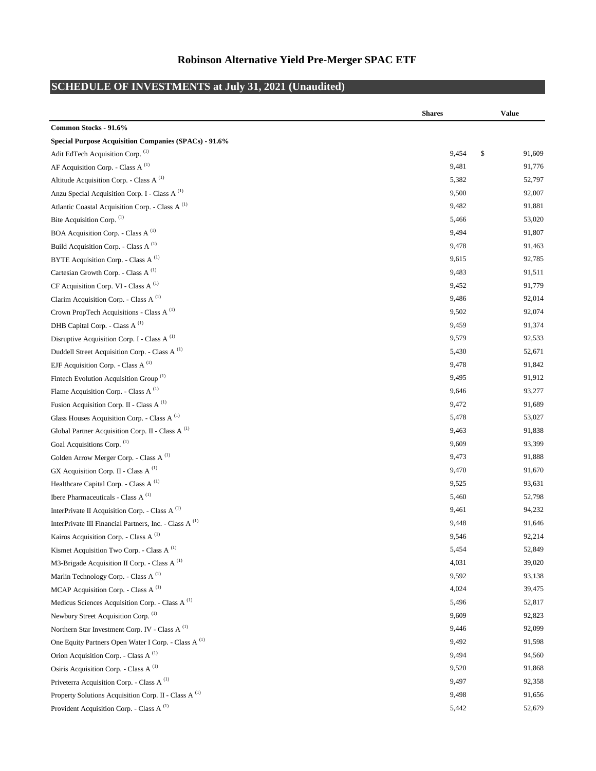## Robinson Alternative Yield Pre-Merger SPAC ETF

## SCHEDULE OF INVESTMENTS at July 31, 2021 (Unaudited)

| | Shares | Value |
|---|---|---|
| **Common Stocks - 91.6%** | | |
| **Special Purpose Acquisition Companies (SPACs) - 91.6%** | | |
| Adit EdTech Acquisition Corp. [(1)] | 9,454 | $ 91,609 |
| AF Acquisition Corp. - Class A [(1)] | 9,481 | 91,776 |
| Altitude Acquisition Corp. - Class A [(1)] | 5,382 | 52,797 |
| Anzu Special Acquisition Corp. I - Class A [(1)] | 9,500 | 92,007 |
| Atlantic Coastal Acquisition Corp. - Class A [(1)] | 9,482 | 91,881 |
| Bite Acquisition Corp. [(1)] | 5,466 | 53,020 |
| BOA Acquisition Corp. - Class A [(1)] | 9,494 | 91,807 |
| Build Acquisition Corp. - Class A [(1)] | 9,478 | 91,463 |
| BYTE Acquisition Corp. - Class A [(1)] | 9,615 | 92,785 |
| Cartesian Growth Corp. - Class A [(1)] | 9,483 | 91,511 |
| CF Acquisition Corp. VI - Class A [(1)] | 9,452 | 91,779 |
| Clarim Acquisition Corp. - Class A [(1)] | 9,486 | 92,014 |
| Crown PropTech Acquisitions - Class A [(1)] | 9,502 | 92,074 |
| DHB Capital Corp. - Class A [(1)] | 9,459 | 91,374 |
| Disruptive Acquisition Corp. I - Class A [(1)] | 9,579 | 92,533 |
| Duddell Street Acquisition Corp. - Class A [(1)] | 5,430 | 52,671 |
| EJF Acquisition Corp. - Class A [(1)] | 9,478 | 91,842 |
| Fintech Evolution Acquisition Group [(1)] | 9,495 | 91,912 |
| Flame Acquisition Corp. - Class A [(1)] | 9,646 | 93,277 |
| Fusion Acquisition Corp. II - Class A [(1)] | 9,472 | 91,689 |
| Glass Houses Acquisition Corp. - Class A [(1)] | 5,478 | 53,027 |
| Global Partner Acquisition Corp. II - Class A [(1)] | 9,463 | 91,838 |
| Goal Acquisitions Corp. [(1)] | 9,609 | 93,399 |
| Golden Arrow Merger Corp. - Class A [(1)] | 9,473 | 91,888 |
| GX Acquisition Corp. II - Class A [(1)] | 9,470 | 91,670 |
| Healthcare Capital Corp. - Class A [(1)] | 9,525 | 93,631 |
| Ibere Pharmaceuticals - Class A [(1)] | 5,460 | 52,798 |
| InterPrivate II Acquisition Corp. - Class A [(1)] | 9,461 | 94,232 |
| InterPrivate III Financial Partners, Inc. - Class A [(1)] | 9,448 | 91,646 |
| Kairos Acquisition Corp. - Class A [(1)] | 9,546 | 92,214 |
| Kismet Acquisition Two Corp. - Class A [(1)] | 5,454 | 52,849 |
| M3-Brigade Acquisition II Corp. - Class A [(1)] | 4,031 | 39,020 |
| Marlin Technology Corp. - Class A [(1)] | 9,592 | 93,138 |
| MCAP Acquisition Corp. - Class A [(1)] | 4,024 | 39,475 |
| Medicus Sciences Acquisition Corp. - Class A [(1)] | 5,496 | 52,817 |
| Newbury Street Acquisition Corp. [(1)] | 9,609 | 92,823 |
| Northern Star Investment Corp. IV - Class A [(1)] | 9,446 | 92,099 |
| One Equity Partners Open Water I Corp. - Class A [(1)] | 9,492 | 91,598 |
| Orion Acquisition Corp. - Class A [(1)] | 9,494 | 94,560 |
| Osiris Acquisition Corp. - Class A [(1)] | 9,520 | 91,868 |
| Priveterra Acquisition Corp. - Class A [(1)] | 9,497 | 92,358 |
| Property Solutions Acquisition Corp. II - Class A [(1)] | 9,498 | 91,656 |
| Provident Acquisition Corp. - Class A [(1)] | 5,442 | 52,679 |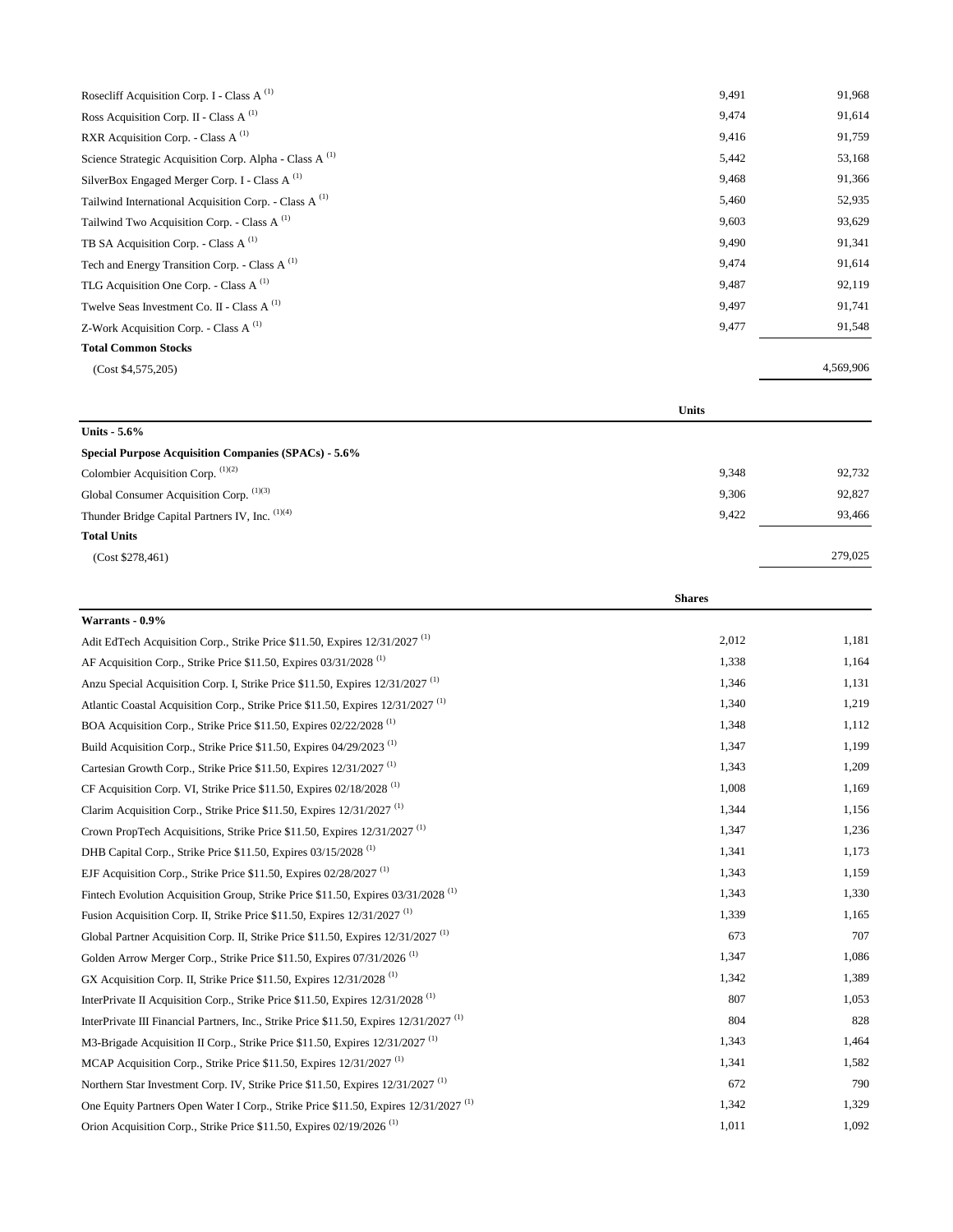| | | |
|---|---|---|
| Rosecliff Acquisition Corp. I - Class A [(1)] | 9,491 | 91,968 |
| Ross Acquisition Corp. II - Class A [(1)] | 9,474 | 91,614 |
| RXR Acquisition Corp. - Class A [(1)] | 9,416 | 91,759 |
| Science Strategic Acquisition Corp. Alpha - Class A [(1)] | 5,442 | 53,168 |
| SilverBox Engaged Merger Corp. I - Class A [(1)] | 9,468 | 91,366 |
| Tailwind International Acquisition Corp. - Class A [(1)] | 5,460 | 52,935 |
| Tailwind Two Acquisition Corp. - Class A [(1)] | 9,603 | 93,629 |
| TB SA Acquisition Corp. - Class A [(1)] | 9,490 | 91,341 |
| Tech and Energy Transition Corp. - Class A [(1)] | 9,474 | 91,614 |
| TLG Acquisition One Corp. - Class A [(1)] | 9,487 | 92,119 |
| Twelve Seas Investment Co. II - Class A [(1)] | 9,497 | 91,741 |
| Z-Work Acquisition Corp. - Class A [(1)] | 9,477 | 91,548 |
| **Total Common Stocks** | | |
| (Cost $4,575,205) | | 4,569,906 |

| | Units | |
|---|---|---|
| **Units - 5.6%** | | |
| **Special Purpose Acquisition Companies (SPACs) - 5.6%** | | |
| Colombier Acquisition Corp. [(1)(2)] | 9,348 | 92,732 |
| Global Consumer Acquisition Corp. [(1)(3)] | 9,306 | 92,827 |
| Thunder Bridge Capital Partners IV, Inc. [(1)(4)] | 9,422 | 93,466 |
| **Total Units** | | |
| (Cost $278,461) | | 279,025 |

| | Shares | |
|---|---|---|
| **Warrants - 0.9%** | | |
| Adit EdTech Acquisition Corp., Strike Price $11.50, Expires 12/31/2027 [(1)] | 2,012 | 1,181 |
| AF Acquisition Corp., Strike Price $11.50, Expires 03/31/2028 [(1)] | 1,338 | 1,164 |
| Anzu Special Acquisition Corp. I, Strike Price $11.50, Expires 12/31/2027 [(1)] | 1,346 | 1,131 |
| Atlantic Coastal Acquisition Corp., Strike Price $11.50, Expires 12/31/2027 [(1)] | 1,340 | 1,219 |
| BOA Acquisition Corp., Strike Price $11.50, Expires 02/22/2028 [(1)] | 1,348 | 1,112 |
| Build Acquisition Corp., Strike Price $11.50, Expires 04/29/2023 [(1)] | 1,347 | 1,199 |
| Cartesian Growth Corp., Strike Price $11.50, Expires 12/31/2027 [(1)] | 1,343 | 1,209 |
| CF Acquisition Corp. VI, Strike Price $11.50, Expires 02/18/2028 [(1)] | 1,008 | 1,169 |
| Clarim Acquisition Corp., Strike Price $11.50, Expires 12/31/2027 [(1)] | 1,344 | 1,156 |
| Crown PropTech Acquisitions, Strike Price $11.50, Expires 12/31/2027 [(1)] | 1,347 | 1,236 |
| DHB Capital Corp., Strike Price $11.50, Expires 03/15/2028 [(1)] | 1,341 | 1,173 |
| EJF Acquisition Corp., Strike Price $11.50, Expires 02/28/2027 [(1)] | 1,343 | 1,159 |
| Fintech Evolution Acquisition Group, Strike Price $11.50, Expires 03/31/2028 [(1)] | 1,343 | 1,330 |
| Fusion Acquisition Corp. II, Strike Price $11.50, Expires 12/31/2027 [(1)] | 1,339 | 1,165 |
| Global Partner Acquisition Corp. II, Strike Price $11.50, Expires 12/31/2027 [(1)] | 673 | 707 |
| Golden Arrow Merger Corp., Strike Price $11.50, Expires 07/31/2026 [(1)] | 1,347 | 1,086 |
| GX Acquisition Corp. II, Strike Price $11.50, Expires 12/31/2028 [(1)] | 1,342 | 1,389 |
| InterPrivate II Acquisition Corp., Strike Price $11.50, Expires 12/31/2028 [(1)] | 807 | 1,053 |
| InterPrivate III Financial Partners, Inc., Strike Price $11.50, Expires 12/31/2027 [(1)] | 804 | 828 |
| M3-Brigade Acquisition II Corp., Strike Price $11.50, Expires 12/31/2027 [(1)] | 1,343 | 1,464 |
| MCAP Acquisition Corp., Strike Price $11.50, Expires 12/31/2027 [(1)] | 1,341 | 1,582 |
| Northern Star Investment Corp. IV, Strike Price $11.50, Expires 12/31/2027 [(1)] | 672 | 790 |
| One Equity Partners Open Water I Corp., Strike Price $11.50, Expires 12/31/2027 [(1)] | 1,342 | 1,329 |
| Orion Acquisition Corp., Strike Price $11.50, Expires 02/19/2026 [(1)] | 1,011 | 1,092 |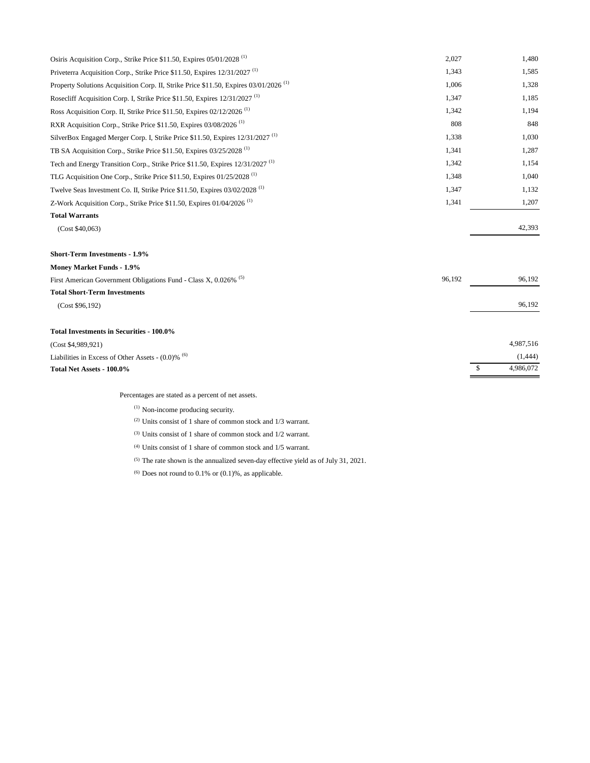| | | | |
|---|---|---|---|
| Osiris Acquisition Corp., Strike Price $11.50, Expires 05/01/2028 [1] | 2,027 | | 1,480 |
| Priveterra Acquisition Corp., Strike Price $11.50, Expires 12/31/2027 [1] | 1,343 | | 1,585 |
| Property Solutions Acquisition Corp. II, Strike Price $11.50, Expires 03/01/2026 [1] | 1,006 | | 1,328 |
| Rosecliff Acquisition Corp. I, Strike Price $11.50, Expires 12/31/2027 [1] | 1,347 | | 1,185 |
| Ross Acquisition Corp. II, Strike Price $11.50, Expires 02/12/2026 [1] | 1,342 | | 1,194 |
| RXR Acquisition Corp., Strike Price $11.50, Expires 03/08/2026 [1] | 808 | | 848 |
| SilverBox Engaged Merger Corp. I, Strike Price $11.50, Expires 12/31/2027 [1] | 1,338 | | 1,030 |
| TB SA Acquisition Corp., Strike Price $11.50, Expires 03/25/2028 [1] | 1,341 | | 1,287 |
| Tech and Energy Transition Corp., Strike Price $11.50, Expires 12/31/2027 [1] | 1,342 | | 1,154 |
| TLG Acquisition One Corp., Strike Price $11.50, Expires 01/25/2028 [1] | 1,348 | | 1,040 |
| Twelve Seas Investment Co. II, Strike Price $11.50, Expires 03/02/2028 [1] | 1,347 | | 1,132 |
| Z-Work Acquisition Corp., Strike Price $11.50, Expires 01/04/2026 [1] | 1,341 | | 1,207 |
| **Total Warrants** | | | |
| (Cost $40,063) | | | 42,393 |
| | | | |
| **Short-Term Investments - 1.9%** | | | |
| **Money Market Funds - 1.9%** | | | |
| First American Government Obligations Fund - Class X, 0.026% [5] | 96,192 | | 96,192 |
| **Total Short-Term Investments** | | | |
| (Cost $96,192) | | | 96,192 |
| | | | |
| **Total Investments in Securities - 100.0%** | | | |
| (Cost $4,989,921) | | | 4,987,516 |
| Liabilities in Excess of Other Assets - (0.0)% [6] | | | (1,444) |
| **Total Net Assets - 100.0%** | | $ | 4,986,072 |

Percentages are stated as a percent of net assets.

[1] Non-income producing security.

[2] Units consist of 1 share of common stock and 1/3 warrant.

[3] Units consist of 1 share of common stock and 1/2 warrant.

[4] Units consist of 1 share of common stock and 1/5 warrant.

[5] The rate shown is the annualized seven-day effective yield as of July 31, 2021.

[6] Does not round to 0.1% or (0.1)%, as applicable.